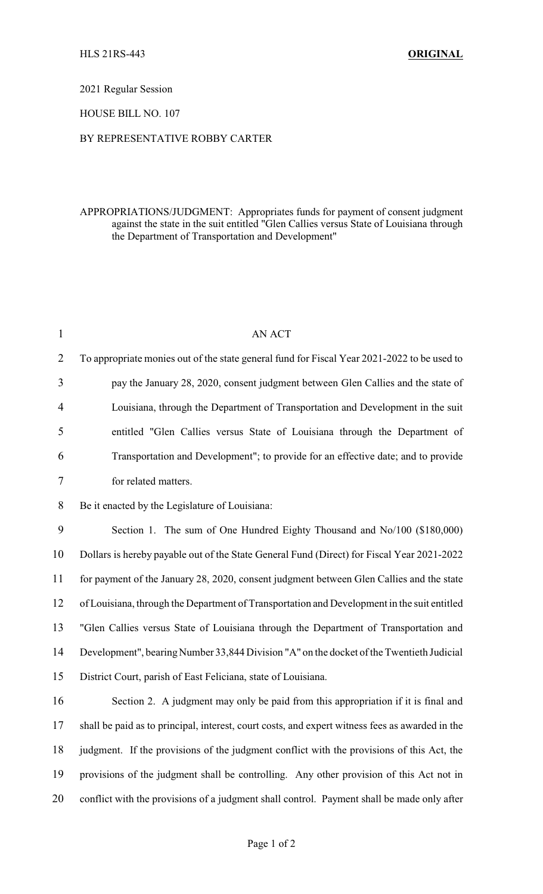HLS 21RS-443 **ORIGINAL**

2021 Regular Session

HOUSE BILL NO. 107

BY REPRESENTATIVE ROBBY CARTER

APPROPRIATIONS/JUDGMENT: Appropriates funds for payment of consent judgment against the state in the suit entitled "Glen Callies versus State of Louisiana through the Department of Transportation and Development"

AN ACT

To appropriate monies out of the state general fund for Fiscal Year 2021-2022 to be used to pay the January 28, 2020, consent judgment between Glen Callies and the state of Louisiana, through the Department of Transportation and Development in the suit entitled "Glen Callies versus State of Louisiana through the Department of Transportation and Development"; to provide for an effective date; and to provide for related matters.

Be it enacted by the Legislature of Louisiana:

Section 1. The sum of One Hundred Eighty Thousand and No/100 ($180,000) Dollars is hereby payable out of the State General Fund (Direct) for Fiscal Year 2021-2022 for payment of the January 28, 2020, consent judgment between Glen Callies and the state of Louisiana, through the Department of Transportation and Development in the suit entitled "Glen Callies versus State of Louisiana through the Department of Transportation and Development", bearing Number 33,844 Division "A" on the docket of the Twentieth Judicial District Court, parish of East Feliciana, state of Louisiana.

Section 2. A judgment may only be paid from this appropriation if it is final and shall be paid as to principal, interest, court costs, and expert witness fees as awarded in the judgment. If the provisions of the judgment conflict with the provisions of this Act, the provisions of the judgment shall be controlling. Any other provision of this Act not in conflict with the provisions of a judgment shall control. Payment shall be made only after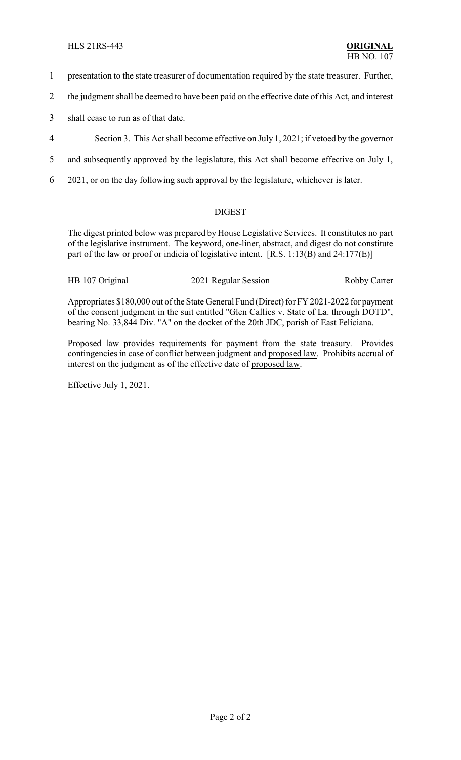presentation to the state treasurer of documentation required by the state treasurer. Further, the judgment shall be deemed to have been paid on the effective date of this Act, and interest shall cease to run as of that date.

Section 3. This Act shall become effective on July 1, 2021; if vetoed by the governor and subsequently approved by the legislature, this Act shall become effective on July 1, 2021, or on the day following such approval by the legislature, whichever is later.

## DIGEST

The digest printed below was prepared by House Legislative Services. It constitutes no part of the legislative instrument. The keyword, one-liner, abstract, and digest do not constitute part of the law or proof or indicia of legislative intent. [R.S. 1:13(B) and 24:177(E)]

HB 107 Original — 2021 Regular Session — Robby Carter

Appropriates $180,000 out of the State General Fund (Direct) for FY 2021-2022 for payment of the consent judgment in the suit entitled "Glen Callies v. State of La. through DOTD", bearing No. 33,844 Div. "A" on the docket of the 20th JDC, parish of East Feliciana.

Proposed law provides requirements for payment from the state treasury. Provides contingencies in case of conflict between judgment and proposed law. Prohibits accrual of interest on the judgment as of the effective date of proposed law.

Effective July 1, 2021.